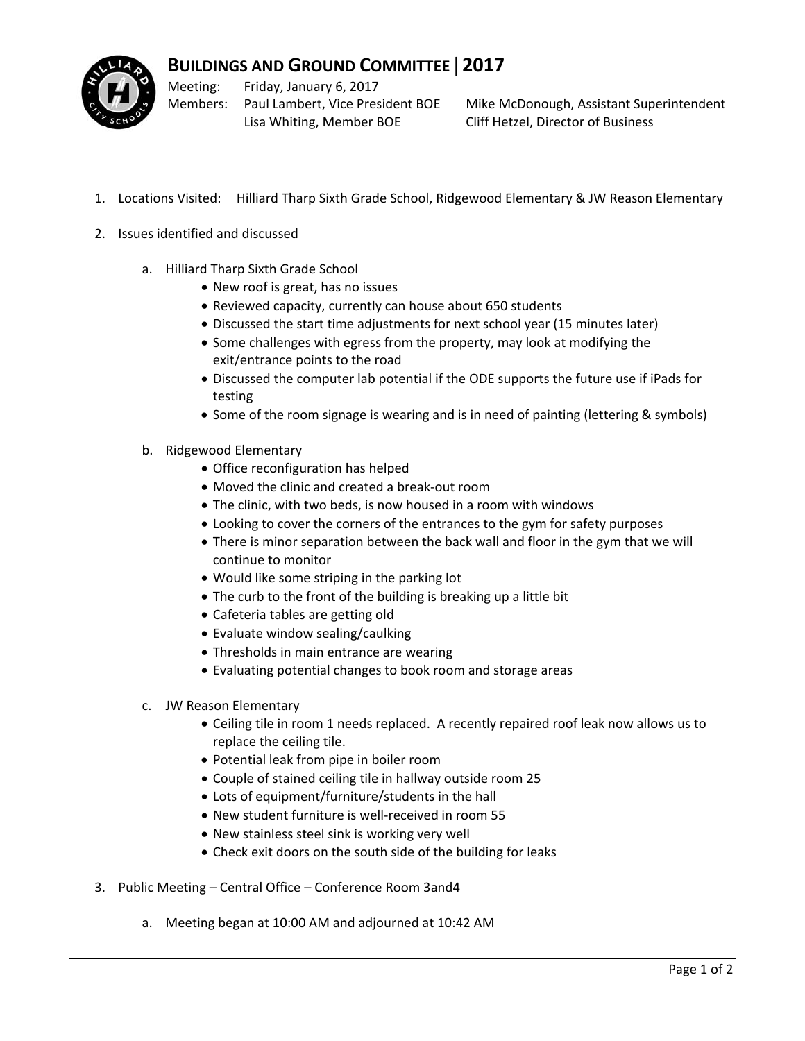# BUILDINGS AND GROUND COMMITTEE | 2017

Meeting: Friday, January 6, 2017

Members: Paul Lambert, Vice President BOE; Lisa Whiting, Member BOE; Mike McDonough, Assistant Superintendent; Cliff Hetzel, Director of Business

1. Locations Visited: Hilliard Tharp Sixth Grade School, Ridgewood Elementary & JW Reason Elementary

2. Issues identified and discussed

   a. Hilliard Tharp Sixth Grade School
      - New roof is great, has no issues
      - Reviewed capacity, currently can house about 650 students
      - Discussed the start time adjustments for next school year (15 minutes later)
      - Some challenges with egress from the property, may look at modifying the exit/entrance points to the road
      - Discussed the computer lab potential if the ODE supports the future use if iPads for testing
      - Some of the room signage is wearing and is in need of painting (lettering & symbols)

   b. Ridgewood Elementary
      - Office reconfiguration has helped
      - Moved the clinic and created a break-out room
      - The clinic, with two beds, is now housed in a room with windows
      - Looking to cover the corners of the entrances to the gym for safety purposes
      - There is minor separation between the back wall and floor in the gym that we will continue to monitor
      - Would like some striping in the parking lot
      - The curb to the front of the building is breaking up a little bit
      - Cafeteria tables are getting old
      - Evaluate window sealing/caulking
      - Thresholds in main entrance are wearing
      - Evaluating potential changes to book room and storage areas

   c. JW Reason Elementary
      - Ceiling tile in room 1 needs replaced. A recently repaired roof leak now allows us to replace the ceiling tile.
      - Potential leak from pipe in boiler room
      - Couple of stained ceiling tile in hallway outside room 25
      - Lots of equipment/furniture/students in the hall
      - New student furniture is well-received in room 55
      - New stainless steel sink is working very well
      - Check exit doors on the south side of the building for leaks

3. Public Meeting – Central Office – Conference Room 3and4

   a. Meeting began at 10:00 AM and adjourned at 10:42 AM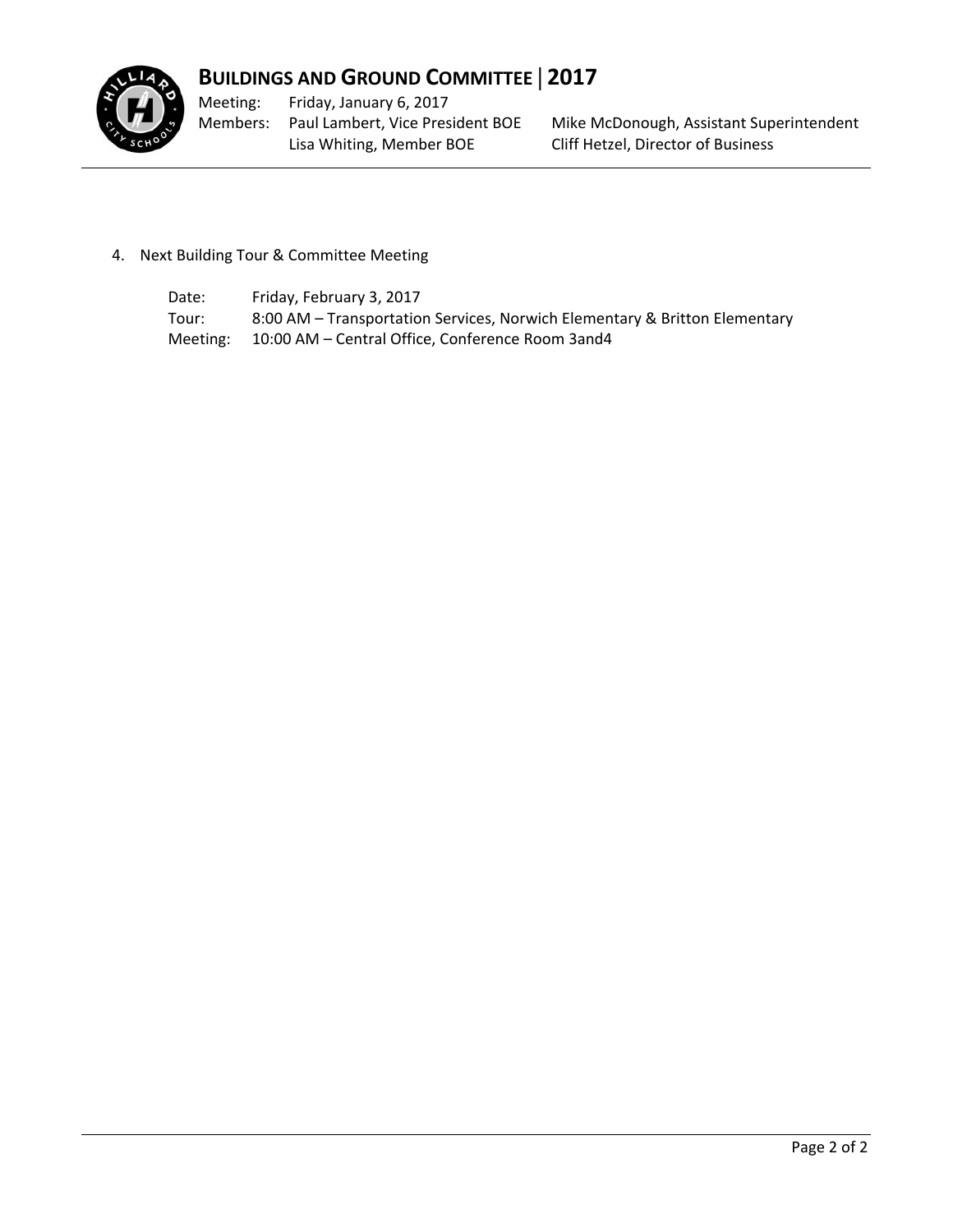# BUILDINGS AND GROUND COMMITTEE | 2017

Meeting: Friday, January 6, 2017

Members: Paul Lambert, Vice President BOE — Mike McDonough, Assistant Superintendent

Lisa Whiting, Member BOE — Cliff Hetzel, Director of Business

4. Next Building Tour & Committee Meeting

| | |
|---|---|
| Date: | Friday, February 3, 2017 |
| Tour: | 8:00 AM – Transportation Services, Norwich Elementary & Britton Elementary |
| Meeting: | 10:00 AM – Central Office, Conference Room 3and4 |